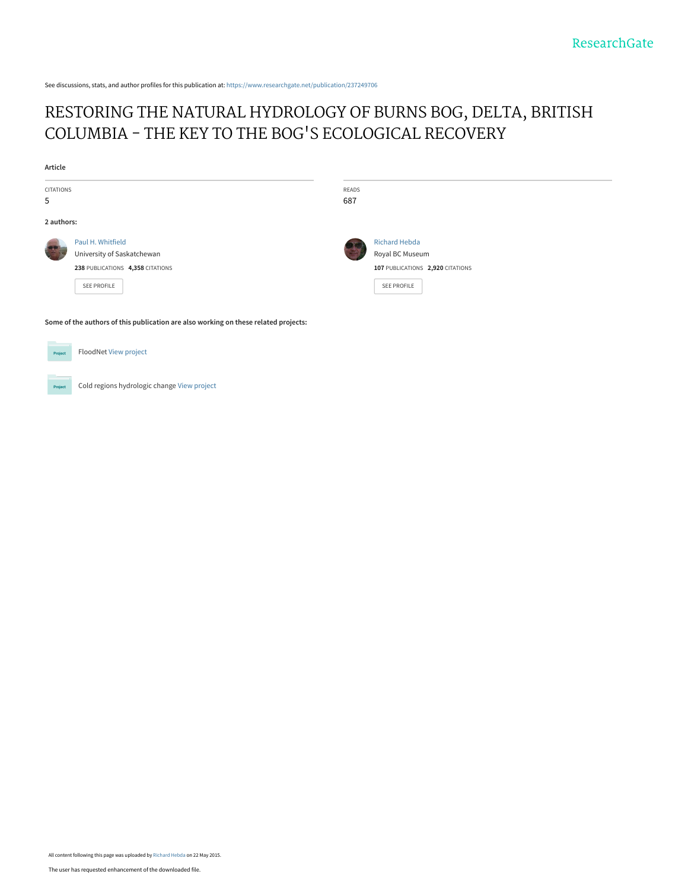See discussions, stats, and author profiles for this publication at: https://www.researchgate.net/publication/237249706

# RESTORING THE NATURAL HYDROLOGY OF BURNS BOG, DELTA, BRITISH COLUMBIA - THE KEY TO THE BOG'S ECOLOGICAL RECOVERY

**Article**

| CITATIONS | READS |
| --- | --- |
| 5 | 687 |

**2 authors:**

Paul H. Whitfield
University of Saskatchewan
**238** PUBLICATIONS **4,358** CITATIONS
SEE PROFILE

Richard Hebda
Royal BC Museum
**107** PUBLICATIONS **2,920** CITATIONS
SEE PROFILE

**Some of the authors of this publication are also working on these related projects:**

FloodNet View project

Cold regions hydrologic change View project

All content following this page was uploaded by Richard Hebda on 22 May 2015.

The user has requested enhancement of the downloaded file.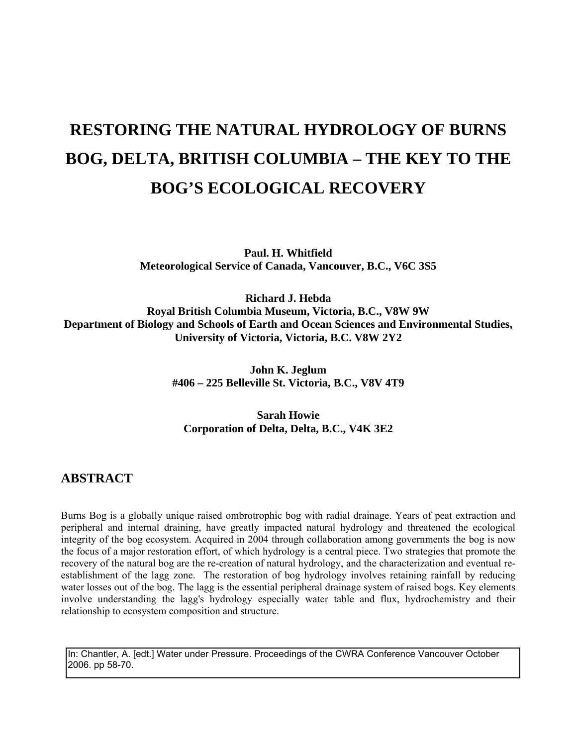# RESTORING THE NATURAL HYDROLOGY OF BURNS BOG, DELTA, BRITISH COLUMBIA – THE KEY TO THE BOG'S ECOLOGICAL RECOVERY

**Paul. H. Whitfield**
**Meteorological Service of Canada, Vancouver, B.C., V6C 3S5**

**Richard J. Hebda**
**Royal British Columbia Museum, Victoria, B.C., V8W 9W**
**Department of Biology and Schools of Earth and Ocean Sciences and Environmental Studies, University of Victoria, Victoria, B.C. V8W 2Y2**

**John K. Jeglum**
**#406 – 225 Belleville St. Victoria, B.C., V8V 4T9**

**Sarah Howie**
**Corporation of Delta, Delta, B.C., V4K 3E2**

## ABSTRACT

Burns Bog is a globally unique raised ombrotrophic bog with radial drainage. Years of peat extraction and peripheral and internal draining, have greatly impacted natural hydrology and threatened the ecological integrity of the bog ecosystem. Acquired in 2004 through collaboration among governments the bog is now the focus of a major restoration effort, of which hydrology is a central piece. Two strategies that promote the recovery of the natural bog are the re-creation of natural hydrology, and the characterization and eventual re-establishment of the lagg zone. The restoration of bog hydrology involves retaining rainfall by reducing water losses out of the bog. The lagg is the essential peripheral drainage system of raised bogs. Key elements involve understanding the lagg's hydrology especially water table and flux, hydrochemistry and their relationship to ecosystem composition and structure.

In: Chantler, A. [edt.] Water under Pressure. Proceedings of the CWRA Conference Vancouver October 2006. pp 58-70.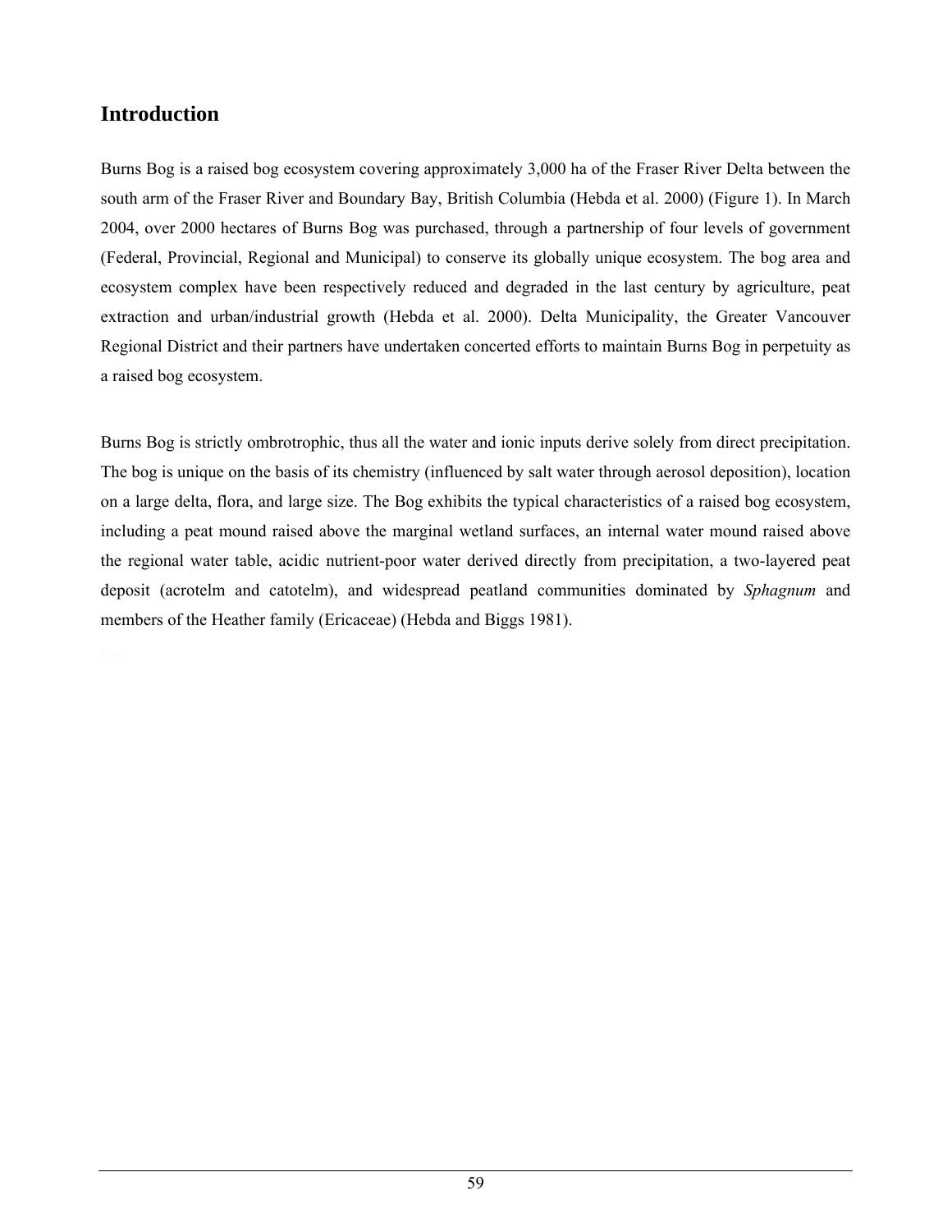## Introduction

Burns Bog is a raised bog ecosystem covering approximately 3,000 ha of the Fraser River Delta between the south arm of the Fraser River and Boundary Bay, British Columbia (Hebda et al. 2000) (Figure 1). In March 2004, over 2000 hectares of Burns Bog was purchased, through a partnership of four levels of government (Federal, Provincial, Regional and Municipal) to conserve its globally unique ecosystem. The bog area and ecosystem complex have been respectively reduced and degraded in the last century by agriculture, peat extraction and urban/industrial growth (Hebda et al. 2000). Delta Municipality, the Greater Vancouver Regional District and their partners have undertaken concerted efforts to maintain Burns Bog in perpetuity as a raised bog ecosystem.

Burns Bog is strictly ombrotrophic, thus all the water and ionic inputs derive solely from direct precipitation. The bog is unique on the basis of its chemistry (influenced by salt water through aerosol deposition), location on a large delta, flora, and large size. The Bog exhibits the typical characteristics of a raised bog ecosystem, including a peat mound raised above the marginal wetland surfaces, an internal water mound raised above the regional water table, acidic nutrient-poor water derived directly from precipitation, a two-layered peat deposit (acrotelm and catotelm), and widespread peatland communities dominated by *Sphagnum* and members of the Heather family (Ericaceae) (Hebda and Biggs 1981).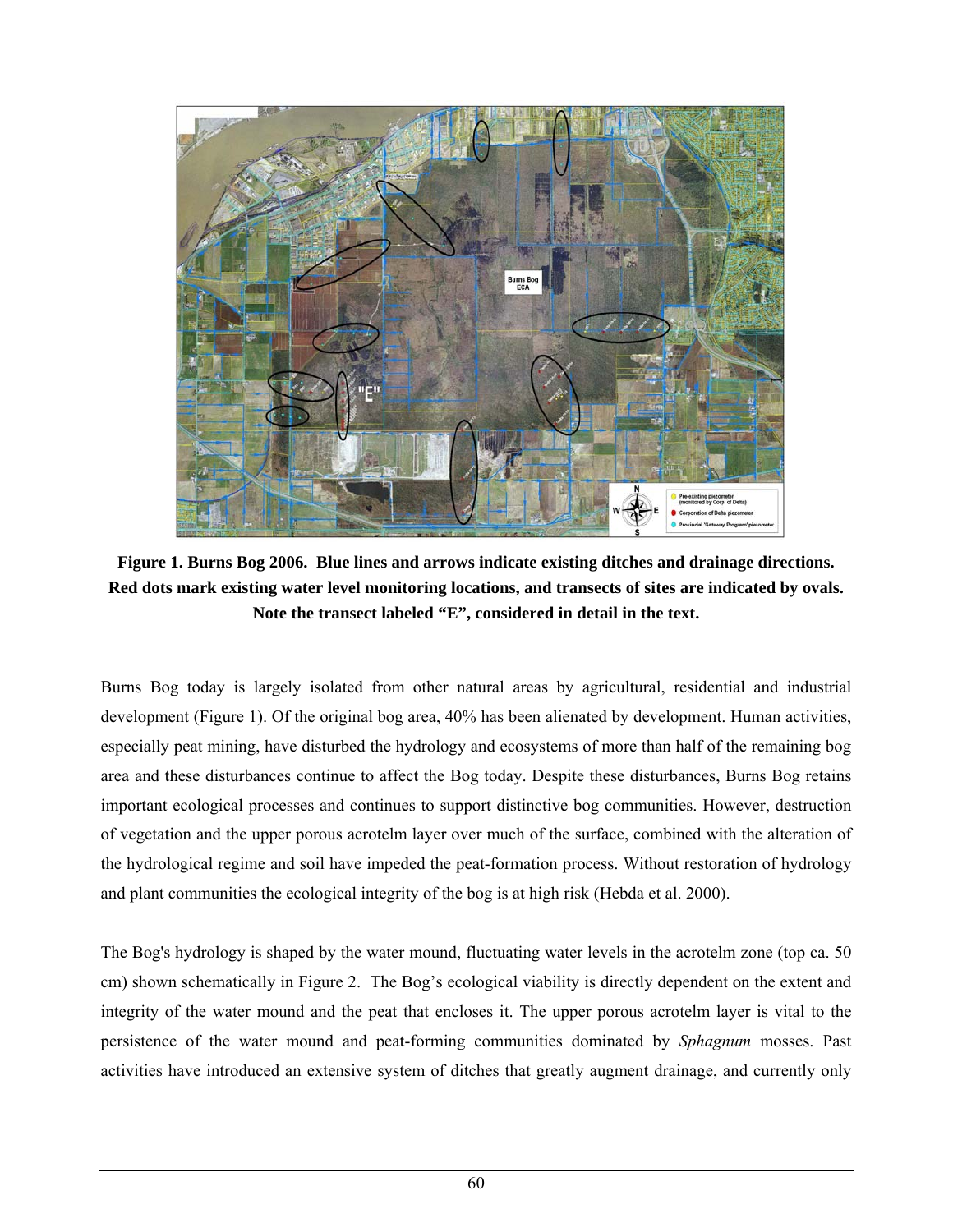**Figure 1. Burns Bog 2006. Blue lines and arrows indicate existing ditches and drainage directions. Red dots mark existing water level monitoring locations, and transects of sites are indicated by ovals. Note the transect labeled "E", considered in detail in the text.**

Burns Bog today is largely isolated from other natural areas by agricultural, residential and industrial development (Figure 1). Of the original bog area, 40% has been alienated by development. Human activities, especially peat mining, have disturbed the hydrology and ecosystems of more than half of the remaining bog area and these disturbances continue to affect the Bog today. Despite these disturbances, Burns Bog retains important ecological processes and continues to support distinctive bog communities. However, destruction of vegetation and the upper porous acrotelm layer over much of the surface, combined with the alteration of the hydrological regime and soil have impeded the peat-formation process. Without restoration of hydrology and plant communities the ecological integrity of the bog is at high risk (Hebda et al. 2000).

The Bog's hydrology is shaped by the water mound, fluctuating water levels in the acrotelm zone (top ca. 50 cm) shown schematically in Figure 2. The Bog's ecological viability is directly dependent on the extent and integrity of the water mound and the peat that encloses it. The upper porous acrotelm layer is vital to the persistence of the water mound and peat-forming communities dominated by *Sphagnum* mosses. Past activities have introduced an extensive system of ditches that greatly augment drainage, and currently only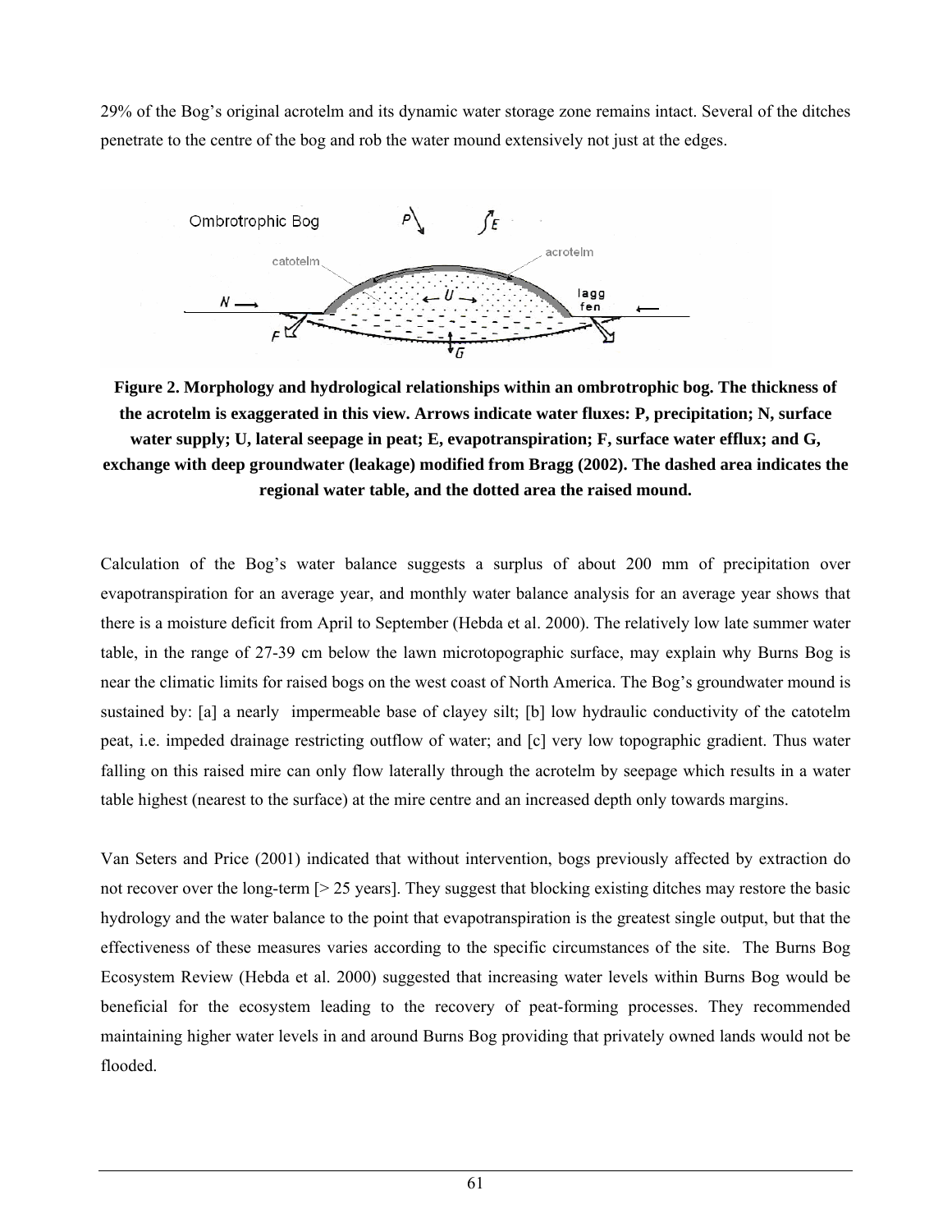29% of the Bog's original acrotelm and its dynamic water storage zone remains intact. Several of the ditches penetrate to the centre of the bog and rob the water mound extensively not just at the edges.

**Figure 2. Morphology and hydrological relationships within an ombrotrophic bog. The thickness of the acrotelm is exaggerated in this view. Arrows indicate water fluxes: P, precipitation; N, surface water supply; U, lateral seepage in peat; E, evapotranspiration; F, surface water efflux; and G, exchange with deep groundwater (leakage) modified from Bragg (2002). The dashed area indicates the regional water table, and the dotted area the raised mound.**

Calculation of the Bog's water balance suggests a surplus of about 200 mm of precipitation over evapotranspiration for an average year, and monthly water balance analysis for an average year shows that there is a moisture deficit from April to September (Hebda et al. 2000). The relatively low late summer water table, in the range of 27-39 cm below the lawn microtopographic surface, may explain why Burns Bog is near the climatic limits for raised bogs on the west coast of North America. The Bog's groundwater mound is sustained by: [a] a nearly impermeable base of clayey silt; [b] low hydraulic conductivity of the catotelm peat, i.e. impeded drainage restricting outflow of water; and [c] very low topographic gradient. Thus water falling on this raised mire can only flow laterally through the acrotelm by seepage which results in a water table highest (nearest to the surface) at the mire centre and an increased depth only towards margins.

Van Seters and Price (2001) indicated that without intervention, bogs previously affected by extraction do not recover over the long-term [> 25 years]. They suggest that blocking existing ditches may restore the basic hydrology and the water balance to the point that evapotranspiration is the greatest single output, but that the effectiveness of these measures varies according to the specific circumstances of the site. The Burns Bog Ecosystem Review (Hebda et al. 2000) suggested that increasing water levels within Burns Bog would be beneficial for the ecosystem leading to the recovery of peat-forming processes. They recommended maintaining higher water levels in and around Burns Bog providing that privately owned lands would not be flooded.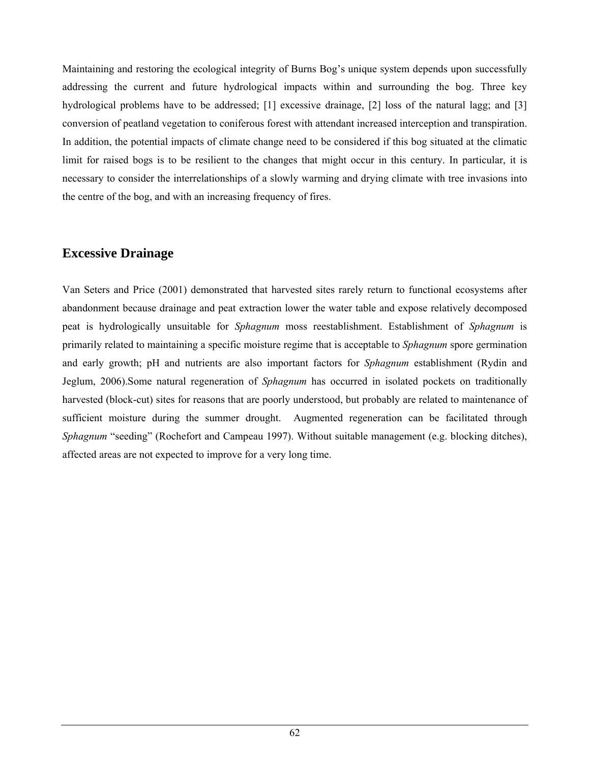Maintaining and restoring the ecological integrity of Burns Bog's unique system depends upon successfully addressing the current and future hydrological impacts within and surrounding the bog. Three key hydrological problems have to be addressed; [1] excessive drainage, [2] loss of the natural lagg; and [3] conversion of peatland vegetation to coniferous forest with attendant increased interception and transpiration. In addition, the potential impacts of climate change need to be considered if this bog situated at the climatic limit for raised bogs is to be resilient to the changes that might occur in this century. In particular, it is necessary to consider the interrelationships of a slowly warming and drying climate with tree invasions into the centre of the bog, and with an increasing frequency of fires.

## Excessive Drainage

Van Seters and Price (2001) demonstrated that harvested sites rarely return to functional ecosystems after abandonment because drainage and peat extraction lower the water table and expose relatively decomposed peat is hydrologically unsuitable for *Sphagnum* moss reestablishment. Establishment of *Sphagnum* is primarily related to maintaining a specific moisture regime that is acceptable to *Sphagnum* spore germination and early growth; pH and nutrients are also important factors for *Sphagnum* establishment (Rydin and Jeglum, 2006).Some natural regeneration of *Sphagnum* has occurred in isolated pockets on traditionally harvested (block-cut) sites for reasons that are poorly understood, but probably are related to maintenance of sufficient moisture during the summer drought. Augmented regeneration can be facilitated through *Sphagnum* "seeding" (Rochefort and Campeau 1997). Without suitable management (e.g. blocking ditches), affected areas are not expected to improve for a very long time.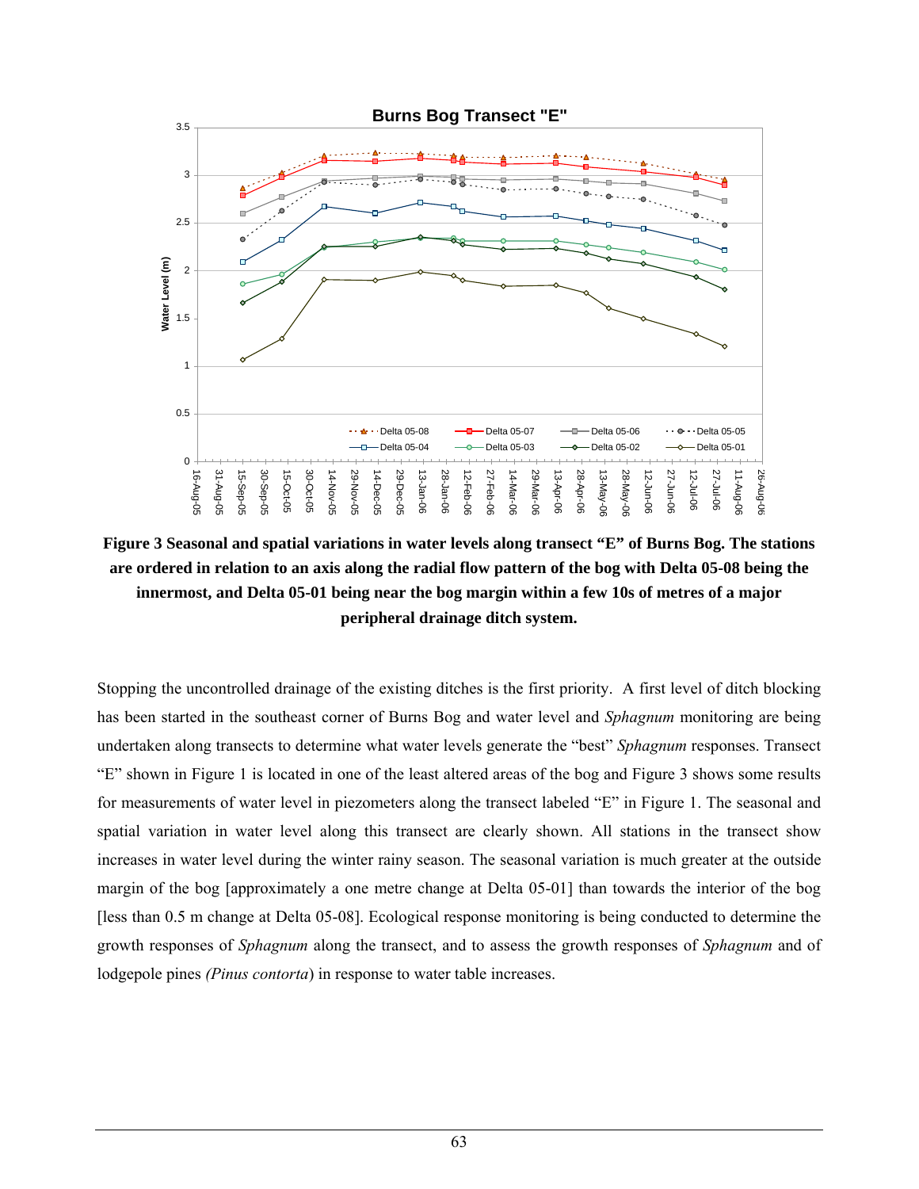**Figure 3 Seasonal and spatial variations in water levels along transect "E" of Burns Bog. The stations are ordered in relation to an axis along the radial flow pattern of the bog with Delta 05-08 being the innermost, and Delta 05-01 being near the bog margin within a few 10s of metres of a major peripheral drainage ditch system.**

Stopping the uncontrolled drainage of the existing ditches is the first priority. A first level of ditch blocking has been started in the southeast corner of Burns Bog and water level and *Sphagnum* monitoring are being undertaken along transects to determine what water levels generate the "best" *Sphagnum* responses. Transect "E" shown in Figure 1 is located in one of the least altered areas of the bog and Figure 3 shows some results for measurements of water level in piezometers along the transect labeled "E" in Figure 1. The seasonal and spatial variation in water level along this transect are clearly shown. All stations in the transect show increases in water level during the winter rainy season. The seasonal variation is much greater at the outside margin of the bog [approximately a one metre change at Delta 05-01] than towards the interior of the bog [less than 0.5 m change at Delta 05-08]. Ecological response monitoring is being conducted to determine the growth responses of *Sphagnum* along the transect, and to assess the growth responses of *Sphagnum* and of lodgepole pines *(Pinus contorta)* in response to water table increases.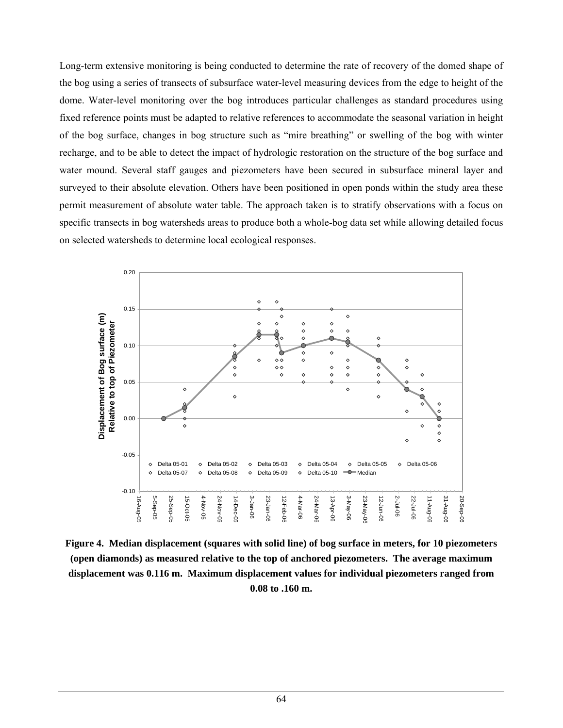Long-term extensive monitoring is being conducted to determine the rate of recovery of the domed shape of the bog using a series of transects of subsurface water-level measuring devices from the edge to height of the dome. Water-level monitoring over the bog introduces particular challenges as standard procedures using fixed reference points must be adapted to relative references to accommodate the seasonal variation in height of the bog surface, changes in bog structure such as "mire breathing" or swelling of the bog with winter recharge, and to be able to detect the impact of hydrologic restoration on the structure of the bog surface and water mound. Several staff gauges and piezometers have been secured in subsurface mineral layer and surveyed to their absolute elevation. Others have been positioned in open ponds within the study area these permit measurement of absolute water table. The approach taken is to stratify observations with a focus on specific transects in bog watersheds areas to produce both a whole-bog data set while allowing detailed focus on selected watersheds to determine local ecological responses.

**Figure 4. Median displacement (squares with solid line) of bog surface in meters, for 10 piezometers (open diamonds) as measured relative to the top of anchored piezometers. The average maximum displacement was 0.116 m. Maximum displacement values for individual piezometers ranged from 0.08 to .160 m.**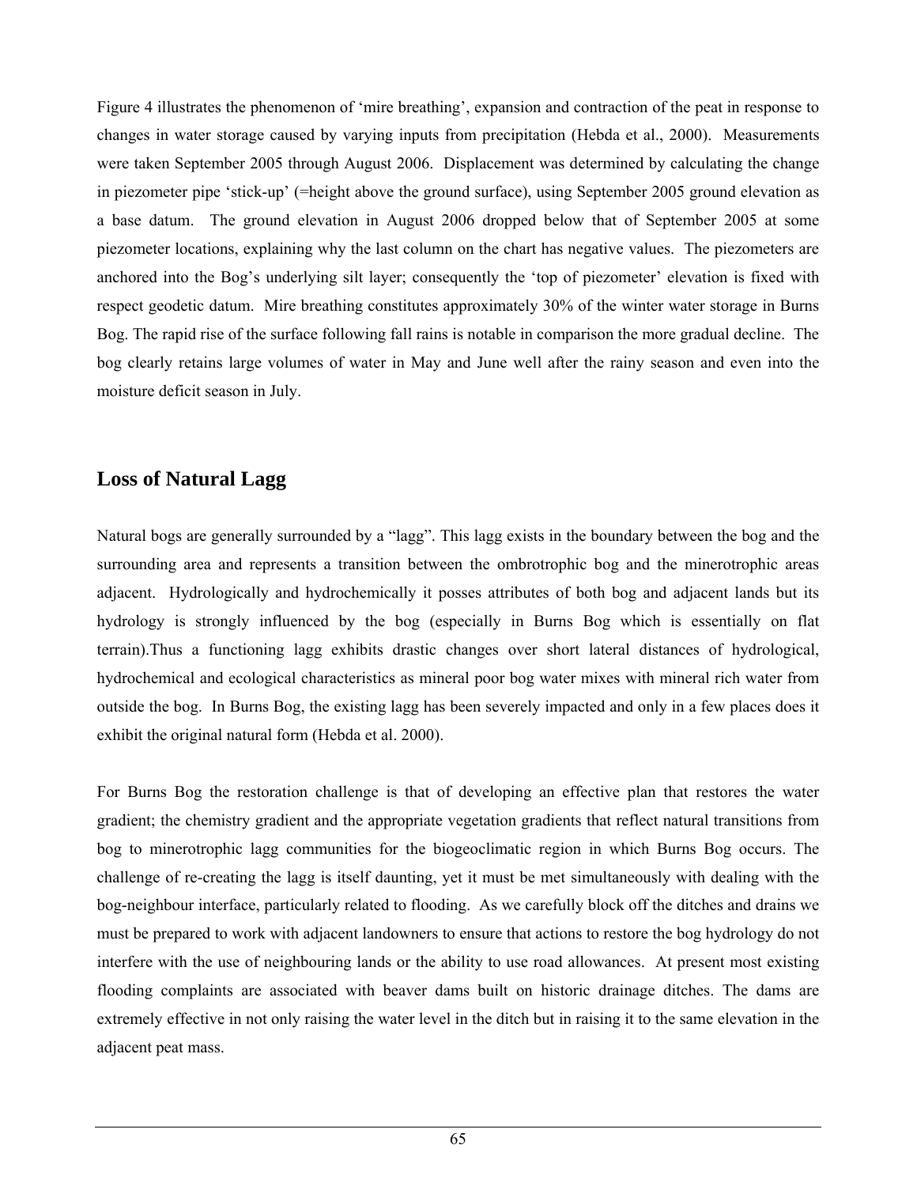Figure 4 illustrates the phenomenon of 'mire breathing', expansion and contraction of the peat in response to changes in water storage caused by varying inputs from precipitation (Hebda et al., 2000). Measurements were taken September 2005 through August 2006. Displacement was determined by calculating the change in piezometer pipe 'stick-up' (=height above the ground surface), using September 2005 ground elevation as a base datum. The ground elevation in August 2006 dropped below that of September 2005 at some piezometer locations, explaining why the last column on the chart has negative values. The piezometers are anchored into the Bog's underlying silt layer; consequently the 'top of piezometer' elevation is fixed with respect geodetic datum. Mire breathing constitutes approximately 30% of the winter water storage in Burns Bog. The rapid rise of the surface following fall rains is notable in comparison the more gradual decline. The bog clearly retains large volumes of water in May and June well after the rainy season and even into the moisture deficit season in July.

## Loss of Natural Lagg

Natural bogs are generally surrounded by a "lagg". This lagg exists in the boundary between the bog and the surrounding area and represents a transition between the ombrotrophic bog and the minerotrophic areas adjacent. Hydrologically and hydrochemically it posses attributes of both bog and adjacent lands but its hydrology is strongly influenced by the bog (especially in Burns Bog which is essentially on flat terrain).Thus a functioning lagg exhibits drastic changes over short lateral distances of hydrological, hydrochemical and ecological characteristics as mineral poor bog water mixes with mineral rich water from outside the bog. In Burns Bog, the existing lagg has been severely impacted and only in a few places does it exhibit the original natural form (Hebda et al. 2000).

For Burns Bog the restoration challenge is that of developing an effective plan that restores the water gradient; the chemistry gradient and the appropriate vegetation gradients that reflect natural transitions from bog to minerotrophic lagg communities for the biogeoclimatic region in which Burns Bog occurs. The challenge of re-creating the lagg is itself daunting, yet it must be met simultaneously with dealing with the bog-neighbour interface, particularly related to flooding. As we carefully block off the ditches and drains we must be prepared to work with adjacent landowners to ensure that actions to restore the bog hydrology do not interfere with the use of neighbouring lands or the ability to use road allowances. At present most existing flooding complaints are associated with beaver dams built on historic drainage ditches. The dams are extremely effective in not only raising the water level in the ditch but in raising it to the same elevation in the adjacent peat mass.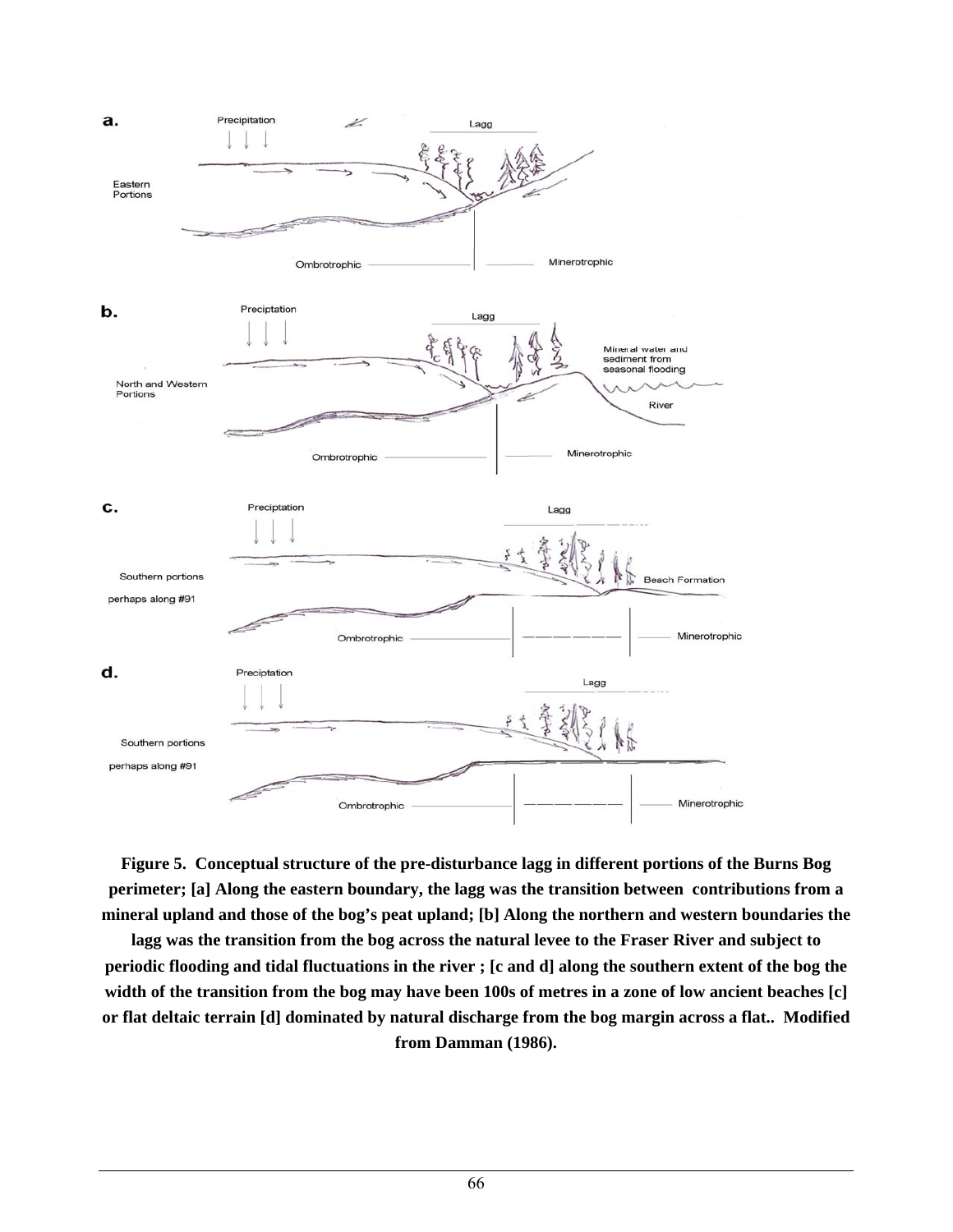**Figure 5. Conceptual structure of the pre-disturbance lagg in different portions of the Burns Bog perimeter; [a] Along the eastern boundary, the lagg was the transition between contributions from a mineral upland and those of the bog's peat upland; [b] Along the northern and western boundaries the lagg was the transition from the bog across the natural levee to the Fraser River and subject to periodic flooding and tidal fluctuations in the river ; [c and d] along the southern extent of the bog the width of the transition from the bog may have been 100s of metres in a zone of low ancient beaches [c] or flat deltaic terrain [d] dominated by natural discharge from the bog margin across a flat.. Modified from Damman (1986).**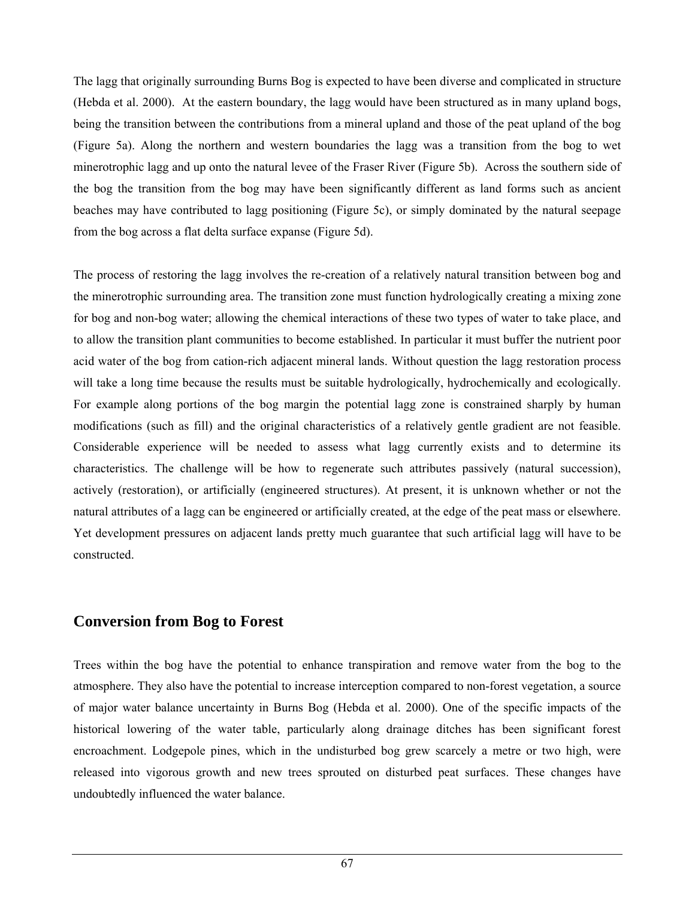The lagg that originally surrounding Burns Bog is expected to have been diverse and complicated in structure (Hebda et al. 2000). At the eastern boundary, the lagg would have been structured as in many upland bogs, being the transition between the contributions from a mineral upland and those of the peat upland of the bog (Figure 5a). Along the northern and western boundaries the lagg was a transition from the bog to wet minerotrophic lagg and up onto the natural levee of the Fraser River (Figure 5b). Across the southern side of the bog the transition from the bog may have been significantly different as land forms such as ancient beaches may have contributed to lagg positioning (Figure 5c), or simply dominated by the natural seepage from the bog across a flat delta surface expanse (Figure 5d).

The process of restoring the lagg involves the re-creation of a relatively natural transition between bog and the minerotrophic surrounding area. The transition zone must function hydrologically creating a mixing zone for bog and non-bog water; allowing the chemical interactions of these two types of water to take place, and to allow the transition plant communities to become established. In particular it must buffer the nutrient poor acid water of the bog from cation-rich adjacent mineral lands. Without question the lagg restoration process will take a long time because the results must be suitable hydrologically, hydrochemically and ecologically. For example along portions of the bog margin the potential lagg zone is constrained sharply by human modifications (such as fill) and the original characteristics of a relatively gentle gradient are not feasible. Considerable experience will be needed to assess what lagg currently exists and to determine its characteristics. The challenge will be how to regenerate such attributes passively (natural succession), actively (restoration), or artificially (engineered structures). At present, it is unknown whether or not the natural attributes of a lagg can be engineered or artificially created, at the edge of the peat mass or elsewhere. Yet development pressures on adjacent lands pretty much guarantee that such artificial lagg will have to be constructed.

## Conversion from Bog to Forest

Trees within the bog have the potential to enhance transpiration and remove water from the bog to the atmosphere. They also have the potential to increase interception compared to non-forest vegetation, a source of major water balance uncertainty in Burns Bog (Hebda et al. 2000). One of the specific impacts of the historical lowering of the water table, particularly along drainage ditches has been significant forest encroachment. Lodgepole pines, which in the undisturbed bog grew scarcely a metre or two high, were released into vigorous growth and new trees sprouted on disturbed peat surfaces. These changes have undoubtedly influenced the water balance.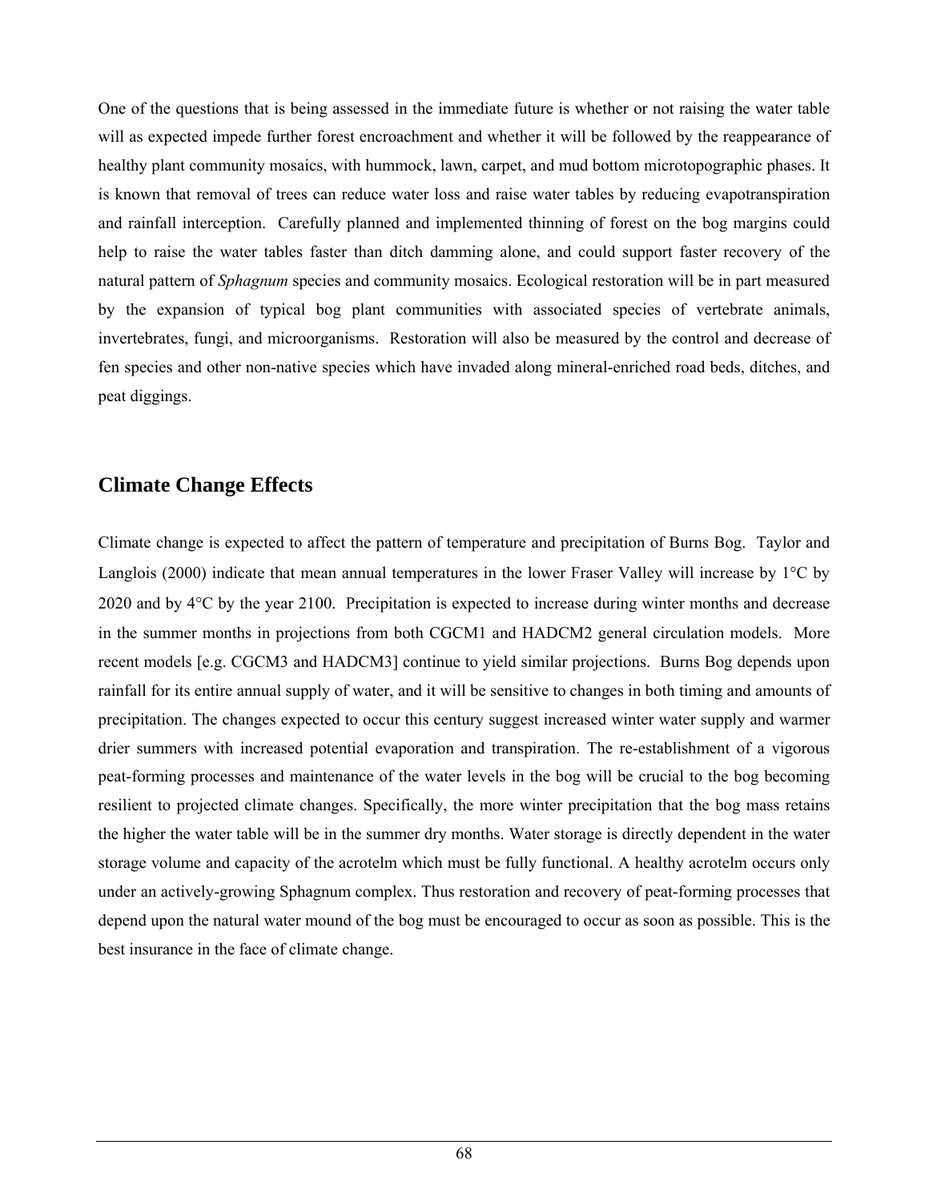One of the questions that is being assessed in the immediate future is whether or not raising the water table will as expected impede further forest encroachment and whether it will be followed by the reappearance of healthy plant community mosaics, with hummock, lawn, carpet, and mud bottom microtopographic phases. It is known that removal of trees can reduce water loss and raise water tables by reducing evapotranspiration and rainfall interception. Carefully planned and implemented thinning of forest on the bog margins could help to raise the water tables faster than ditch damming alone, and could support faster recovery of the natural pattern of *Sphagnum* species and community mosaics. Ecological restoration will be in part measured by the expansion of typical bog plant communities with associated species of vertebrate animals, invertebrates, fungi, and microorganisms. Restoration will also be measured by the control and decrease of fen species and other non-native species which have invaded along mineral-enriched road beds, ditches, and peat diggings.

## Climate Change Effects

Climate change is expected to affect the pattern of temperature and precipitation of Burns Bog. Taylor and Langlois (2000) indicate that mean annual temperatures in the lower Fraser Valley will increase by 1°C by 2020 and by 4°C by the year 2100. Precipitation is expected to increase during winter months and decrease in the summer months in projections from both CGCM1 and HADCM2 general circulation models. More recent models [e.g. CGCM3 and HADCM3] continue to yield similar projections. Burns Bog depends upon rainfall for its entire annual supply of water, and it will be sensitive to changes in both timing and amounts of precipitation. The changes expected to occur this century suggest increased winter water supply and warmer drier summers with increased potential evaporation and transpiration. The re-establishment of a vigorous peat-forming processes and maintenance of the water levels in the bog will be crucial to the bog becoming resilient to projected climate changes. Specifically, the more winter precipitation that the bog mass retains the higher the water table will be in the summer dry months. Water storage is directly dependent in the water storage volume and capacity of the acrotelm which must be fully functional. A healthy acrotelm occurs only under an actively-growing Sphagnum complex. Thus restoration and recovery of peat-forming processes that depend upon the natural water mound of the bog must be encouraged to occur as soon as possible. This is the best insurance in the face of climate change.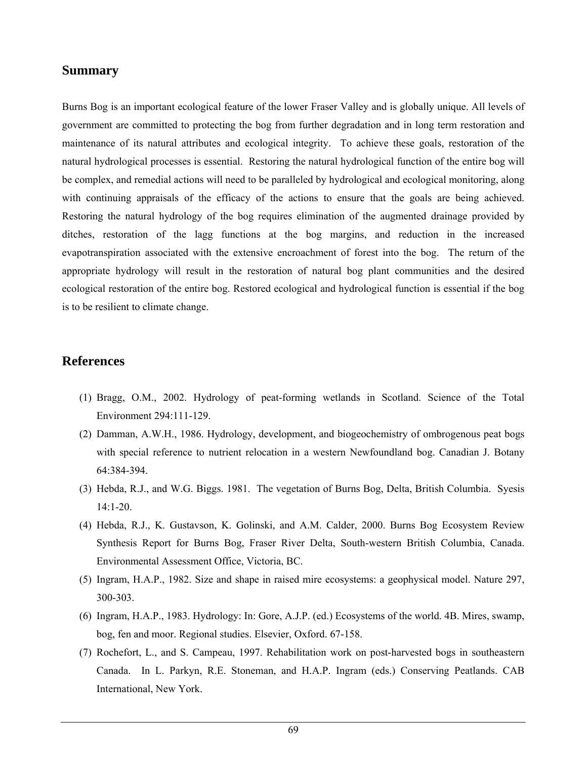## Summary

Burns Bog is an important ecological feature of the lower Fraser Valley and is globally unique. All levels of government are committed to protecting the bog from further degradation and in long term restoration and maintenance of its natural attributes and ecological integrity. To achieve these goals, restoration of the natural hydrological processes is essential. Restoring the natural hydrological function of the entire bog will be complex, and remedial actions will need to be paralleled by hydrological and ecological monitoring, along with continuing appraisals of the efficacy of the actions to ensure that the goals are being achieved. Restoring the natural hydrology of the bog requires elimination of the augmented drainage provided by ditches, restoration of the lagg functions at the bog margins, and reduction in the increased evapotranspiration associated with the extensive encroachment of forest into the bog. The return of the appropriate hydrology will result in the restoration of natural bog plant communities and the desired ecological restoration of the entire bog. Restored ecological and hydrological function is essential if the bog is to be resilient to climate change.

## References

(1) Bragg, O.M., 2002. Hydrology of peat-forming wetlands in Scotland. Science of the Total Environment 294:111-129.

(2) Damman, A.W.H., 1986. Hydrology, development, and biogeochemistry of ombrogenous peat bogs with special reference to nutrient relocation in a western Newfoundland bog. Canadian J. Botany 64:384-394.

(3) Hebda, R.J., and W.G. Biggs. 1981. The vegetation of Burns Bog, Delta, British Columbia. Syesis 14:1-20.

(4) Hebda, R.J., K. Gustavson, K. Golinski, and A.M. Calder, 2000. Burns Bog Ecosystem Review Synthesis Report for Burns Bog, Fraser River Delta, South-western British Columbia, Canada. Environmental Assessment Office, Victoria, BC.

(5) Ingram, H.A.P., 1982. Size and shape in raised mire ecosystems: a geophysical model. Nature 297, 300-303.

(6) Ingram, H.A.P., 1983. Hydrology: In: Gore, A.J.P. (ed.) Ecosystems of the world. 4B. Mires, swamp, bog, fen and moor. Regional studies. Elsevier, Oxford. 67-158.

(7) Rochefort, L., and S. Campeau, 1997. Rehabilitation work on post-harvested bogs in southeastern Canada. In L. Parkyn, R.E. Stoneman, and H.A.P. Ingram (eds.) Conserving Peatlands. CAB International, New York.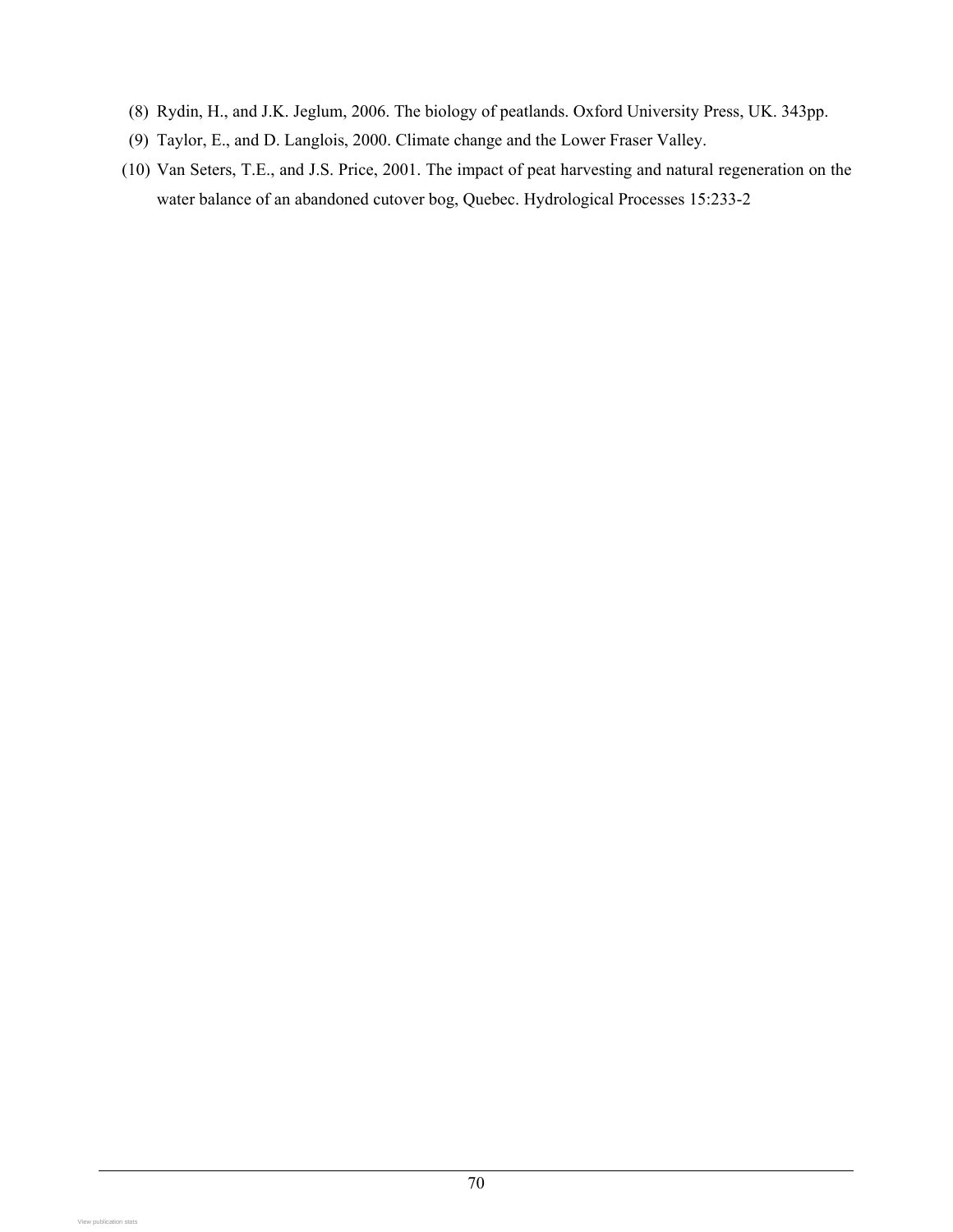(8) Rydin, H., and J.K. Jeglum, 2006. The biology of peatlands. Oxford University Press, UK. 343pp.

(9) Taylor, E., and D. Langlois, 2000. Climate change and the Lower Fraser Valley.

(10) Van Seters, T.E., and J.S. Price, 2001. The impact of peat harvesting and natural regeneration on the water balance of an abandoned cutover bog, Quebec. Hydrological Processes 15:233-2

View publication stats